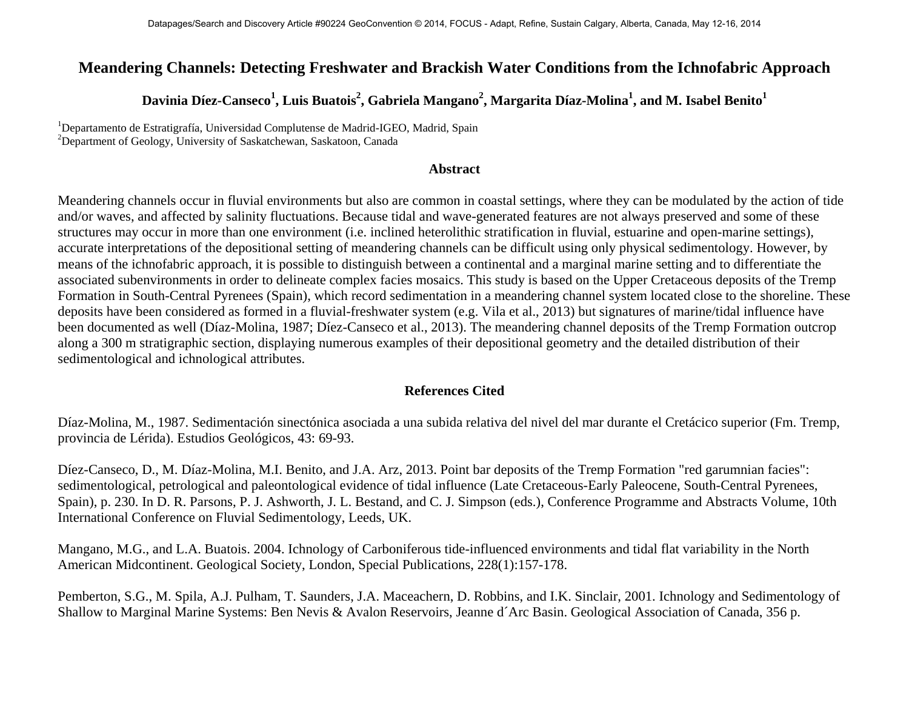# Meandering Channels: Detecting Freshwater and Brackish Water Conditions from the Ichnofabric Approach

**Davinia Díez-Canseco[1], Luis Buatois[2], Gabriela Mangano[2], Margarita Díaz-Molina[1], and M. Isabel Benito[1]**

[1]Departamento de Estratigrafía, Universidad Complutense de Madrid-IGEO, Madrid, Spain
[2]Department of Geology, University of Saskatchewan, Saskatoon, Canada

## Abstract

Meandering channels occur in fluvial environments but also are common in coastal settings, where they can be modulated by the action of tide and/or waves, and affected by salinity fluctuations. Because tidal and wave-generated features are not always preserved and some of these structures may occur in more than one environment (i.e. inclined heterolithic stratification in fluvial, estuarine and open-marine settings), accurate interpretations of the depositional setting of meandering channels can be difficult using only physical sedimentology. However, by means of the ichnofabric approach, it is possible to distinguish between a continental and a marginal marine setting and to differentiate the associated subenvironments in order to delineate complex facies mosaics. This study is based on the Upper Cretaceous deposits of the Tremp Formation in South-Central Pyrenees (Spain), which record sedimentation in a meandering channel system located close to the shoreline. These deposits have been considered as formed in a fluvial-freshwater system (e.g. Vila et al., 2013) but signatures of marine/tidal influence have been documented as well (Díaz-Molina, 1987; Díez-Canseco et al., 2013). The meandering channel deposits of the Tremp Formation outcrop along a 300 m stratigraphic section, displaying numerous examples of their depositional geometry and the detailed distribution of their sedimentological and ichnological attributes.

## References Cited

Díaz-Molina, M., 1987. Sedimentación sinectónica asociada a una subida relativa del nivel del mar durante el Cretácico superior (Fm. Tremp, provincia de Lérida). Estudios Geológicos, 43: 69-93.

Díez-Canseco, D., M. Díaz-Molina, M.I. Benito, and J.A. Arz, 2013. Point bar deposits of the Tremp Formation "red garumnian facies": sedimentological, petrological and paleontological evidence of tidal influence (Late Cretaceous-Early Paleocene, South-Central Pyrenees, Spain), p. 230. In D. R. Parsons, P. J. Ashworth, J. L. Bestand, and C. J. Simpson (eds.), Conference Programme and Abstracts Volume, 10th International Conference on Fluvial Sedimentology, Leeds, UK.

Mangano, M.G., and L.A. Buatois. 2004. Ichnology of Carboniferous tide-influenced environments and tidal flat variability in the North American Midcontinent. Geological Society, London, Special Publications, 228(1):157-178.

Pemberton, S.G., M. Spila, A.J. Pulham, T. Saunders, J.A. Maceachern, D. Robbins, and I.K. Sinclair, 2001. Ichnology and Sedimentology of Shallow to Marginal Marine Systems: Ben Nevis & Avalon Reservoirs, Jeanne d´Arc Basin. Geological Association of Canada, 356 p.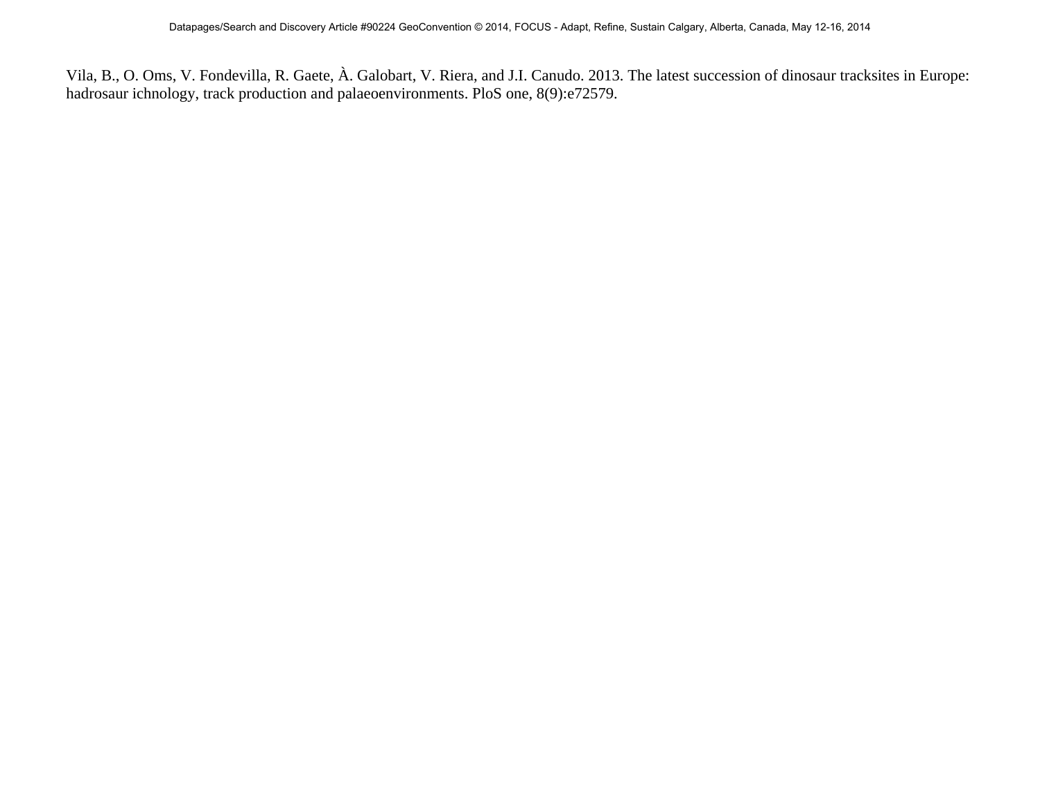Vila, B., O. Oms, V. Fondevilla, R. Gaete, À. Galobart, V. Riera, and J.I. Canudo. 2013. The latest succession of dinosaur tracksites in Europe: hadrosaur ichnology, track production and palaeoenvironments. PloS one, 8(9):e72579.